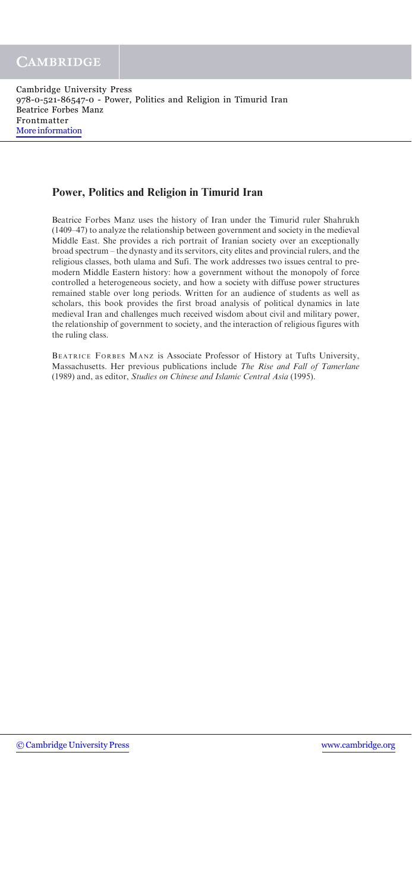# Power, Politics and Religion in Timurid Iran

Beatrice Forbes Manz uses the history of Iran under the Timurid ruler Shahrukh (1409–47) to analyze the relationship between government and society in the medieval Middle East. She provides a rich portrait of Iranian society over an exceptionally broad spectrum – the dynasty and its servitors, city elites and provincial rulers, and the religious classes, both ulama and Sufi. The work addresses two issues central to premodern Middle Eastern history: how a government without the monopoly of force controlled a heterogeneous society, and how a society with diffuse power structures remained stable over long periods. Written for an audience of students as well as scholars, this book provides the first broad analysis of political dynamics in late medieval Iran and challenges much received wisdom about civil and military power, the relationship of government to society, and the interaction of religious figures with the ruling class.

Beatrice Forbes Manz is Associate Professor of History at Tufts University, Massachusetts. Her previous publications include *The Rise and Fall of Tamerlane* (1989) and, as editor, *Studies on Chinese and Islamic Central Asia* (1995).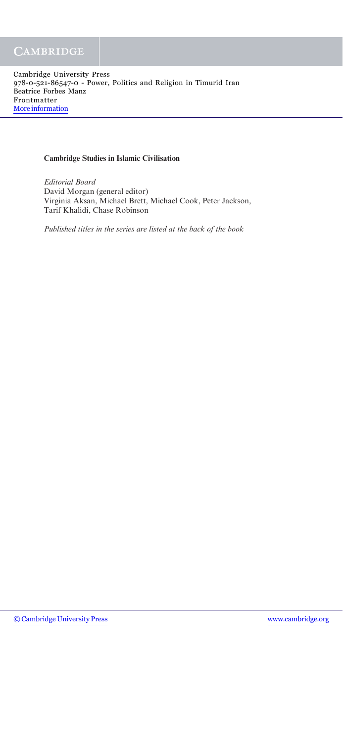**Cambridge Studies in Islamic Civilisation**

*Editorial Board*
David Morgan (general editor)
Virginia Aksan, Michael Brett, Michael Cook, Peter Jackson,
Tarif Khalidi, Chase Robinson

*Published titles in the series are listed at the back of the book*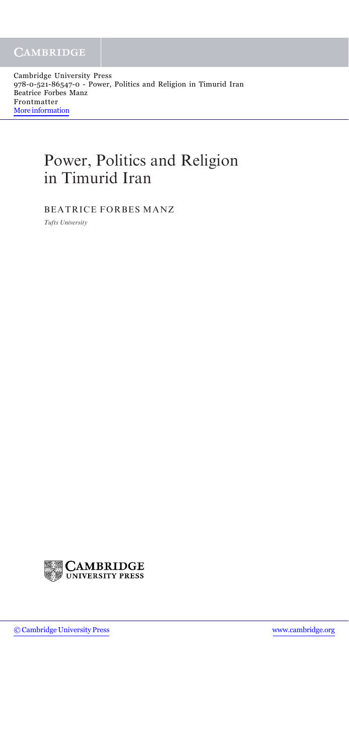# Power, Politics and Religion in Timurid Iran

BEATRICE FORBES MANZ

*Tufts University*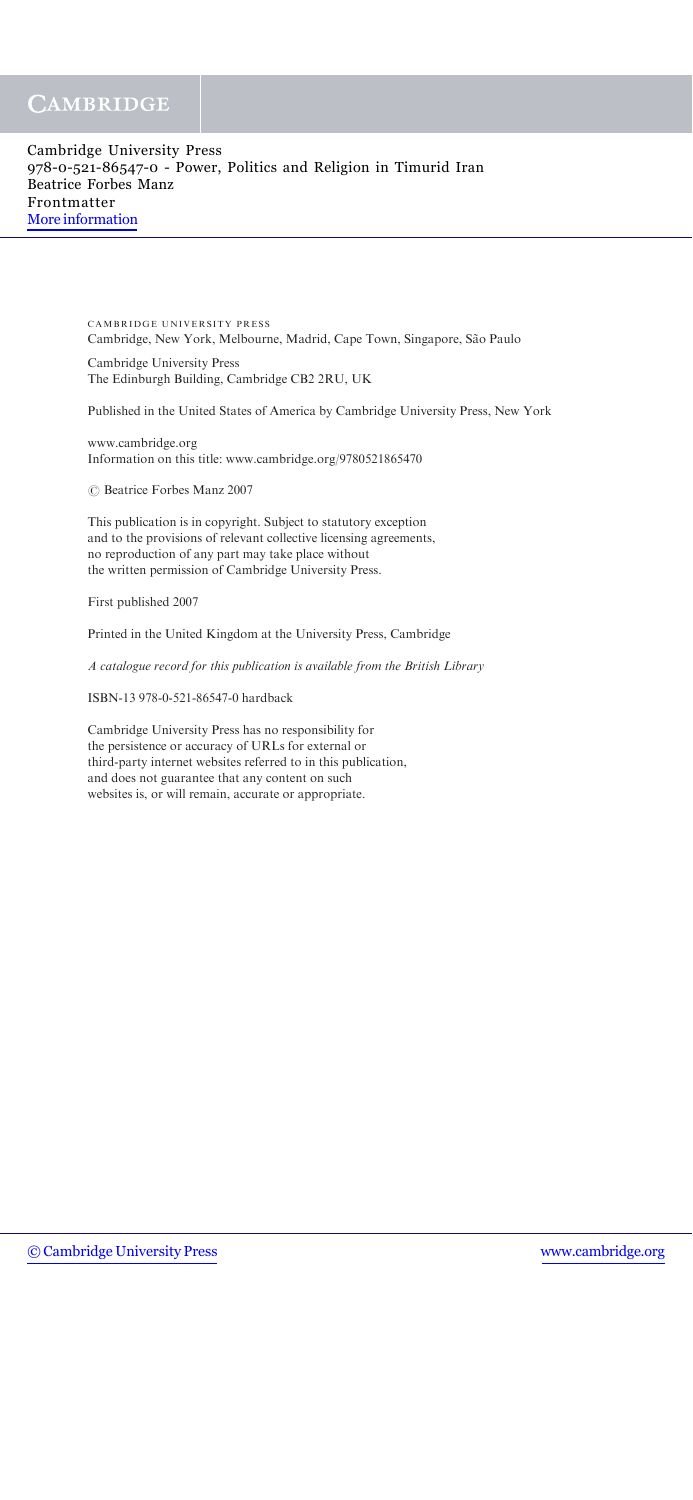CAMBRIDGE UNIVERSITY PRESS
Cambridge, New York, Melbourne, Madrid, Cape Town, Singapore, São Paulo

Cambridge University Press
The Edinburgh Building, Cambridge CB2 2RU, UK

Published in the United States of America by Cambridge University Press, New York

www.cambridge.org
Information on this title: www.cambridge.org/9780521865470

© Beatrice Forbes Manz 2007

This publication is in copyright. Subject to statutory exception
and to the provisions of relevant collective licensing agreements,
no reproduction of any part may take place without
the written permission of Cambridge University Press.

First published 2007

Printed in the United Kingdom at the University Press, Cambridge

*A catalogue record for this publication is available from the British Library*

ISBN-13 978-0-521-86547-0 hardback

Cambridge University Press has no responsibility for
the persistence or accuracy of URLs for external or
third-party internet websites referred to in this publication,
and does not guarantee that any content on such
websites is, or will remain, accurate or appropriate.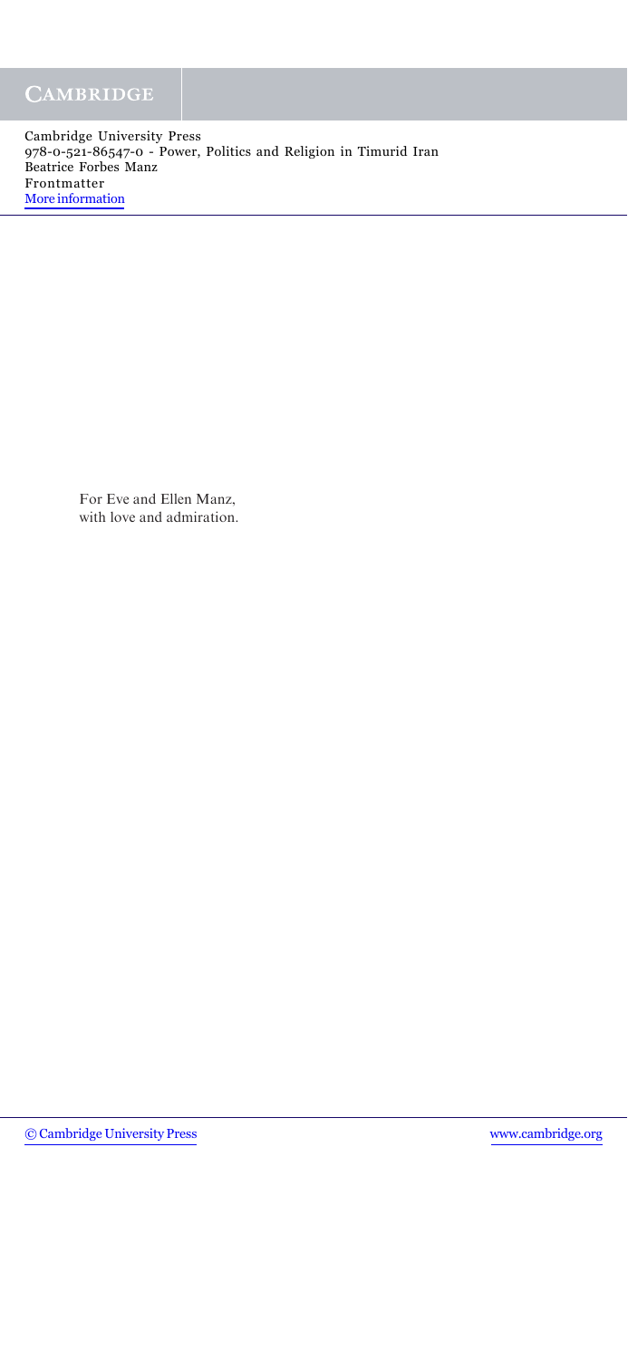For Eve and Ellen Manz,
with love and admiration.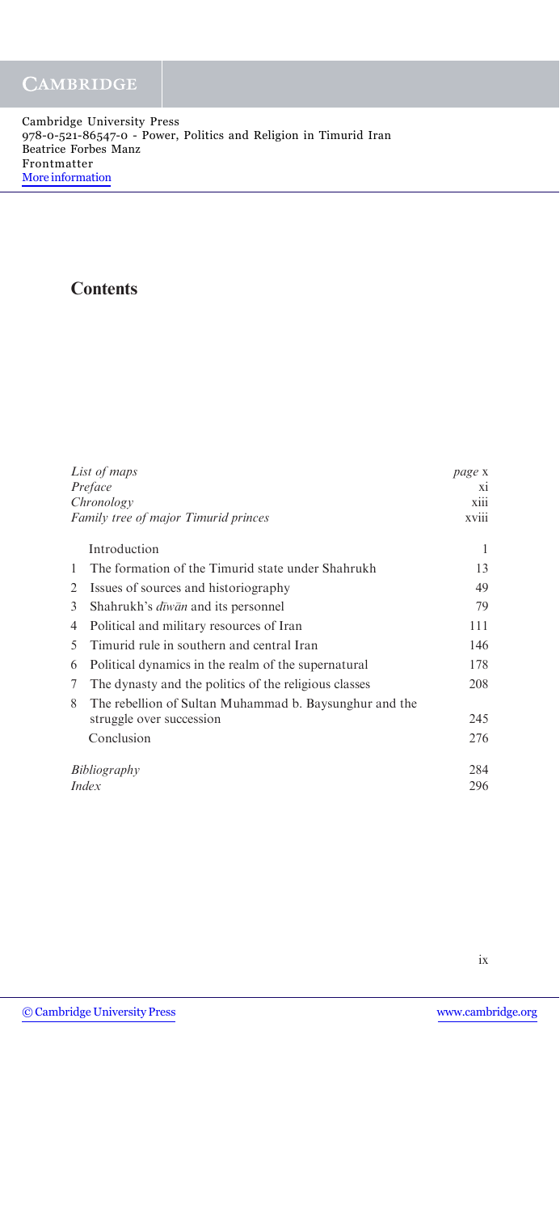# Contents

| | | |
|---|---|---|
| *List of maps* | | *page* x |
| *Preface* | | xi |
| *Chronology* | | xiii |
| *Family tree of major Timurid princes* | | xviii |
| | Introduction | 1 |
| 1 | The formation of the Timurid state under Shahrukh | 13 |
| 2 | Issues of sources and historiography | 49 |
| 3 | Shahrukh's *dīwān* and its personnel | 79 |
| 4 | Political and military resources of Iran | 111 |
| 5 | Timurid rule in southern and central Iran | 146 |
| 6 | Political dynamics in the realm of the supernatural | 178 |
| 7 | The dynasty and the politics of the religious classes | 208 |
| 8 | The rebellion of Sultan Muhammad b. Baysunghur and the struggle over succession | 245 |
| | Conclusion | 276 |
| *Bibliography* | | 284 |
| *Index* | | 296 |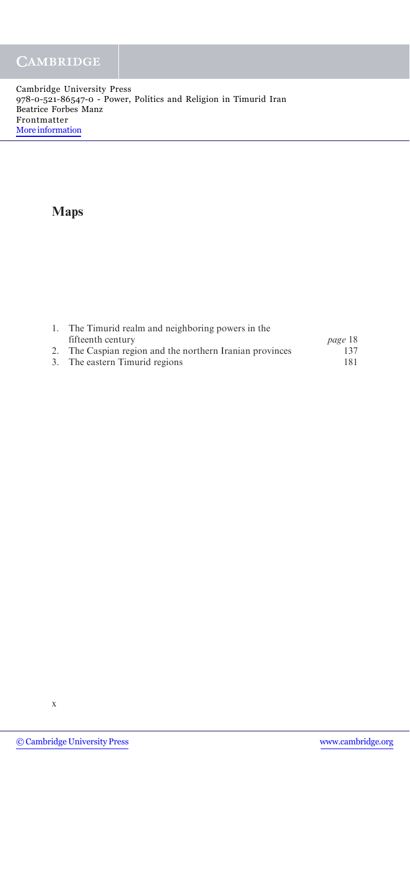# Maps

1. The Timurid realm and neighboring powers in the fifteenth century — *page* 18
2. The Caspian region and the northern Iranian provinces — 137
3. The eastern Timurid regions — 181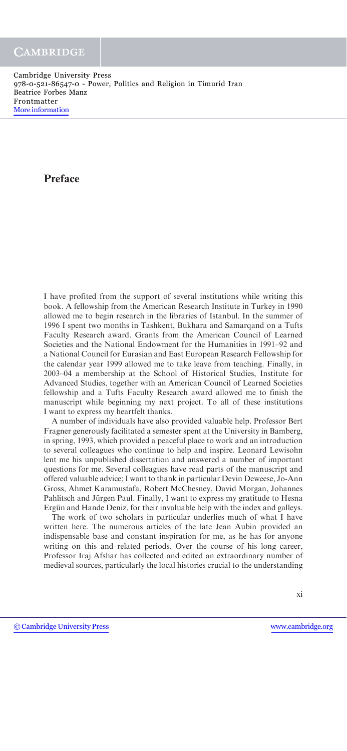# Preface

I have profited from the support of several institutions while writing this book. A fellowship from the American Research Institute in Turkey in 1990 allowed me to begin research in the libraries of Istanbul. In the summer of 1996 I spent two months in Tashkent, Bukhara and Samarqand on a Tufts Faculty Research award. Grants from the American Council of Learned Societies and the National Endowment for the Humanities in 1991–92 and a National Council for Eurasian and East European Research Fellowship for the calendar year 1999 allowed me to take leave from teaching. Finally, in 2003–04 a membership at the School of Historical Studies, Institute for Advanced Studies, together with an American Council of Learned Societies fellowship and a Tufts Faculty Research award allowed me to finish the manuscript while beginning my next project. To all of these institutions I want to express my heartfelt thanks.

A number of individuals have also provided valuable help. Professor Bert Fragner generously facilitated a semester spent at the University in Bamberg, in spring, 1993, which provided a peaceful place to work and an introduction to several colleagues who continue to help and inspire. Leonard Lewisohn lent me his unpublished dissertation and answered a number of important questions for me. Several colleagues have read parts of the manuscript and offered valuable advice; I want to thank in particular Devin Deweese, Jo-Ann Gross, Ahmet Karamustafa, Robert McChesney, David Morgan, Johannes Pahlitsch and Jürgen Paul. Finally, I want to express my gratitude to Hesna Ergün and Hande Deniz, for their invaluable help with the index and galleys.

The work of two scholars in particular underlies much of what I have written here. The numerous articles of the late Jean Aubin provided an indispensable base and constant inspiration for me, as he has for anyone writing on this and related periods. Over the course of his long career, Professor Iraj Afshar has collected and edited an extraordinary number of medieval sources, particularly the local histories crucial to the understanding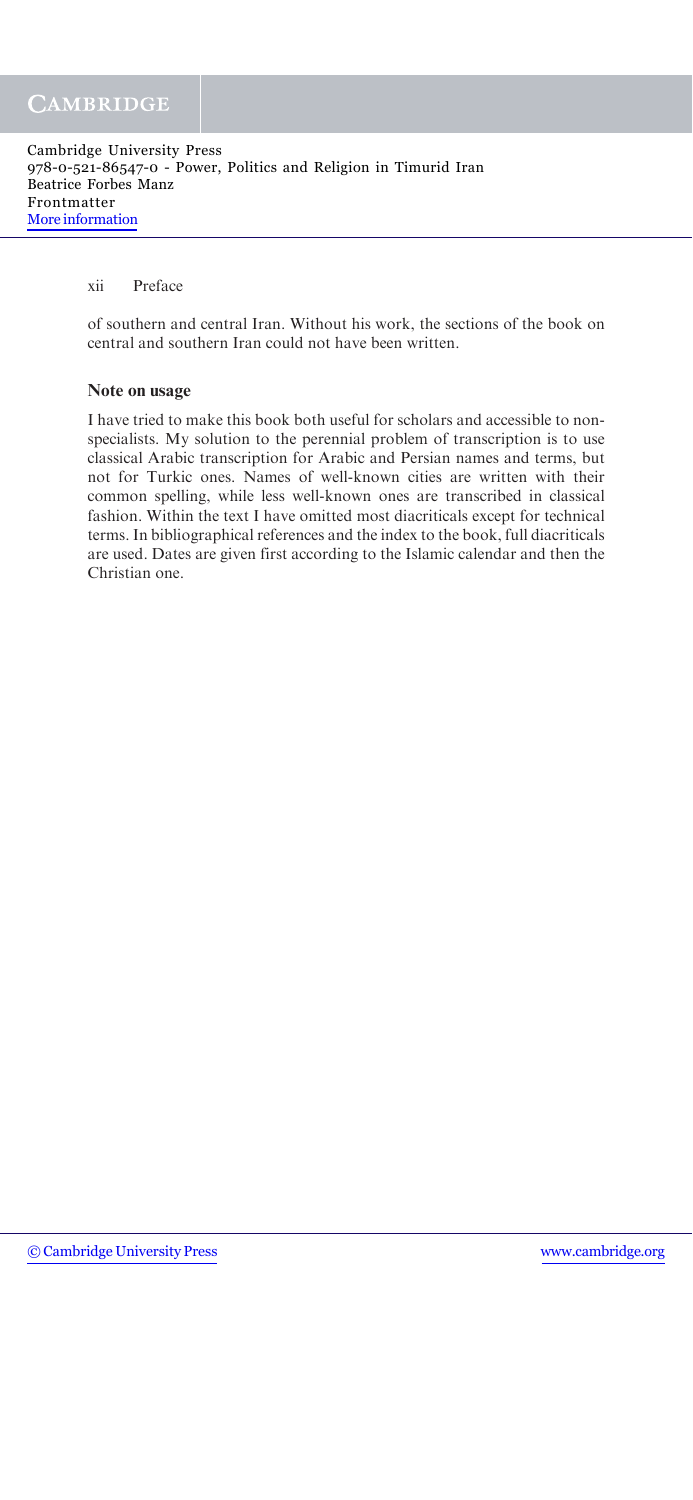of southern and central Iran. Without his work, the sections of the book on central and southern Iran could not have been written.

## Note on usage

I have tried to make this book both useful for scholars and accessible to non-specialists. My solution to the perennial problem of transcription is to use classical Arabic transcription for Arabic and Persian names and terms, but not for Turkic ones. Names of well-known cities are written with their common spelling, while less well-known ones are transcribed in classical fashion. Within the text I have omitted most diacriticals except for technical terms. In bibliographical references and the index to the book, full diacriticals are used. Dates are given first according to the Islamic calendar and then the Christian one.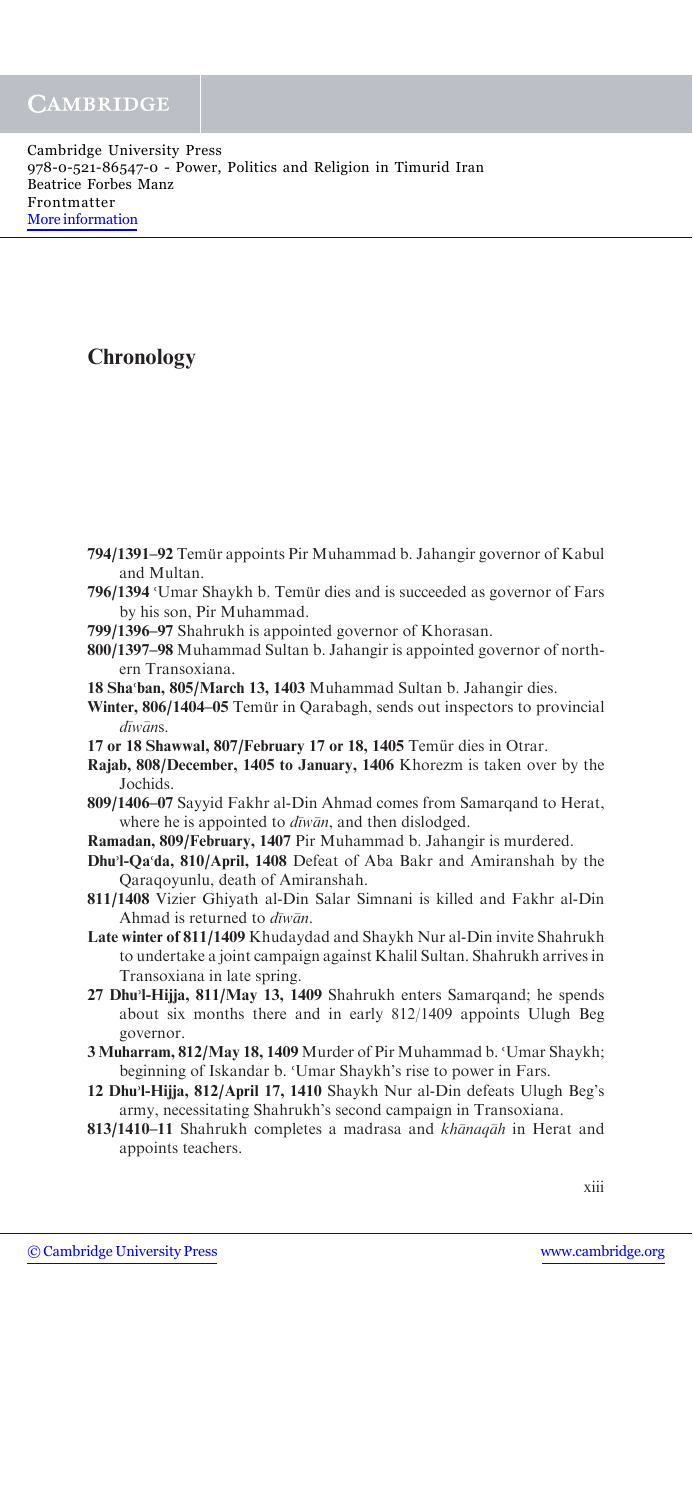# Chronology

**794/1391–92** Temür appoints Pir Muhammad b. Jahangir governor of Kabul and Multan.

**796/1394** ʿUmar Shaykh b. Temür dies and is succeeded as governor of Fars by his son, Pir Muhammad.

**799/1396–97** Shahrukh is appointed governor of Khorasan.

**800/1397–98** Muhammad Sultan b. Jahangir is appointed governor of northern Transoxiana.

**18 Shaʿban, 805/March 13, 1403** Muhammad Sultan b. Jahangir dies.

**Winter, 806/1404–05** Temür in Qarabagh, sends out inspectors to provincial *dīwān*s.

**17 or 18 Shawwal, 807/February 17 or 18, 1405** Temür dies in Otrar.

**Rajab, 808/December, 1405 to January, 1406** Khorezm is taken over by the Jochids.

**809/1406–07** Sayyid Fakhr al-Din Ahmad comes from Samarqand to Herat, where he is appointed to *dīwān*, and then dislodged.

**Ramadan, 809/February, 1407** Pir Muhammad b. Jahangir is murdered.

**Dhuʾl-Qaʿda, 810/April, 1408** Defeat of Aba Bakr and Amiranshah by the Qaraqoyunlu, death of Amiranshah.

**811/1408** Vizier Ghiyath al-Din Salar Simnani is killed and Fakhr al-Din Ahmad is returned to *dīwān*.

**Late winter of 811/1409** Khudaydad and Shaykh Nur al-Din invite Shahrukh to undertake a joint campaign against Khalil Sultan. Shahrukh arrives in Transoxiana in late spring.

**27 Dhuʾl-Hijja, 811/May 13, 1409** Shahrukh enters Samarqand; he spends about six months there and in early 812/1409 appoints Ulugh Beg governor.

**3 Muharram, 812/May 18, 1409** Murder of Pir Muhammad b. ʿUmar Shaykh; beginning of Iskandar b. ʿUmar Shaykh's rise to power in Fars.

**12 Dhuʾl-Hijja, 812/April 17, 1410** Shaykh Nur al-Din defeats Ulugh Beg's army, necessitating Shahrukh's second campaign in Transoxiana.

**813/1410–11** Shahrukh completes a madrasa and *khānaqāh* in Herat and appoints teachers.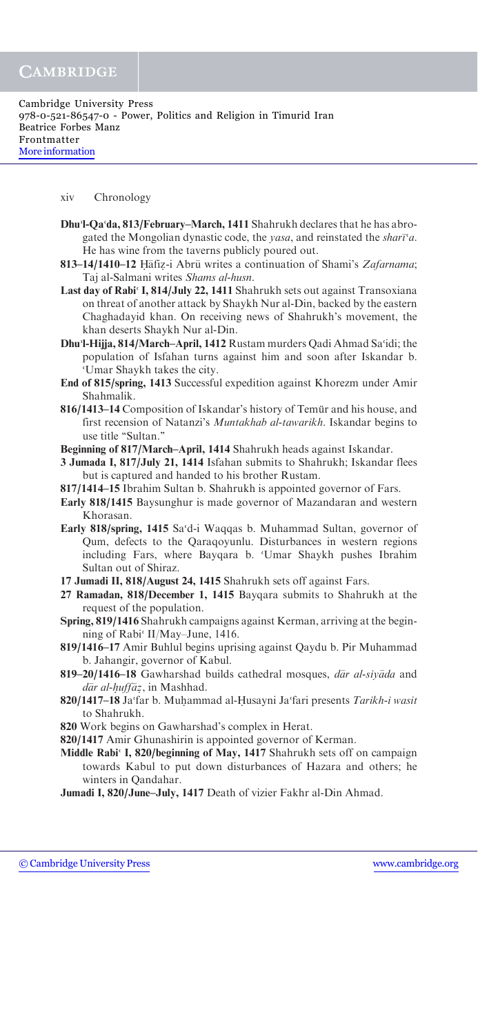**Dhu'l-Qa'da, 813/February–March, 1411** Shahrukh declares that he has abrogated the Mongolian dynastic code, the *yasa*, and reinstated the *sharīʿa*. He has wine from the taverns publicly poured out.

**813–14/1410–12** Ḥāfiẓ-i Abrū writes a continuation of Shami's *Zafarnama*; Taj al-Salmani writes *Shams al-husn*.

**Last day of Rabiʿ I, 814/July 22, 1411** Shahrukh sets out against Transoxiana on threat of another attack by Shaykh Nur al-Din, backed by the eastern Chaghadayid khan. On receiving news of Shahrukh's movement, the khan deserts Shaykh Nur al-Din.

**Dhu'l-Hijja, 814/March–April, 1412** Rustam murders Qadi Ahmad Saʿidi; the population of Isfahan turns against him and soon after Iskandar b. ʿUmar Shaykh takes the city.

**End of 815/spring, 1413** Successful expedition against Khorezm under Amir Shahmalik.

**816/1413–14** Composition of Iskandar's history of Temür and his house, and first recension of Natanzi's *Muntakhab al-tawarikh*. Iskandar begins to use title "Sultan."

**Beginning of 817/March–April, 1414** Shahrukh heads against Iskandar.

**3 Jumada I, 817/July 21, 1414** Isfahan submits to Shahrukh; Iskandar flees but is captured and handed to his brother Rustam.

**817/1414–15** Ibrahim Sultan b. Shahrukh is appointed governor of Fars.

**Early 818/1415** Baysunghur is made governor of Mazandaran and western Khorasan.

**Early 818/spring, 1415** Saʿd-i Waqqas b. Muhammad Sultan, governor of Qum, defects to the Qaraqoyunlu. Disturbances in western regions including Fars, where Bayqara b. ʿUmar Shaykh pushes Ibrahim Sultan out of Shiraz.

**17 Jumadi II, 818/August 24, 1415** Shahrukh sets off against Fars.

**27 Ramadan, 818/December 1, 1415** Bayqara submits to Shahrukh at the request of the population.

**Spring, 819/1416** Shahrukh campaigns against Kerman, arriving at the beginning of Rabiʿ II/May–June, 1416.

**819/1416–17** Amir Buhlul begins uprising against Qaydu b. Pir Muhammad b. Jahangir, governor of Kabul.

**819–20/1416–18** Gawharshad builds cathedral mosques, *dār al-siyāda* and *dār al-ḥuffāẓ*, in Mashhad.

**820/1417–18** Jaʿfar b. Muḥammad al-Ḥusayni Jaʿfari presents *Tarikh-i wasit* to Shahrukh.

**820** Work begins on Gawharshad's complex in Herat.

**820/1417** Amir Ghunashirin is appointed governor of Kerman.

**Middle Rabiʿ I, 820/beginning of May, 1417** Shahrukh sets off on campaign towards Kabul to put down disturbances of Hazara and others; he winters in Qandahar.

**Jumadi I, 820/June–July, 1417** Death of vizier Fakhr al-Din Ahmad.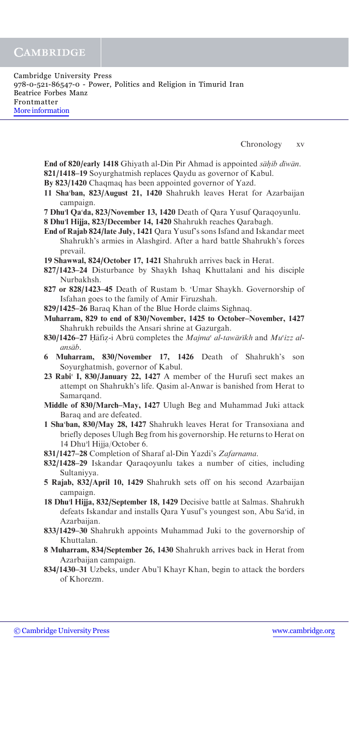**End of 820/early 1418** Ghiyath al-Din Pir Ahmad is appointed *ṣāḥib dīwān*.

**821/1418–19** Soyurghatmish replaces Qaydu as governor of Kabul.

**By 823/1420** Chaqmaq has been appointed governor of Yazd.

**11 Shaʿban, 823/August 21, 1420** Shahrukh leaves Herat for Azarbaijan campaign.

**7 Dhuʾl Qaʿda, 823/November 13, 1420** Death of Qara Yusuf Qaraqoyunlu.

**8 Dhuʾl Hijja, 823/December 14, 1420** Shahrukh reaches Qarabagh.

**End of Rajab 824/late July, 1421** Qara Yusuf's sons Isfand and Iskandar meet Shahrukh's armies in Alashgird. After a hard battle Shahrukh's forces prevail.

**19 Shawwal, 824/October 17, 1421** Shahrukh arrives back in Herat.

**827/1423–24** Disturbance by Shaykh Ishaq Khuttalani and his disciple Nurbakhsh.

**827 or 828/1423–45** Death of Rustam b. ʿUmar Shaykh. Governorship of Isfahan goes to the family of Amir Firuzshah.

**829/1425–26** Baraq Khan of the Blue Horde claims Sighnaq.

**Muharram, 829 to end of 830/November, 1425 to October–November, 1427** Shahrukh rebuilds the Ansari shrine at Gazurgah.

**830/1426–27** Ḥāfiẓ-i Abrū completes the *Majmaʿ al-tawārīkh* and *Muʿizz al-ansāb*.

**6 Muharram, 830/November 17, 1426** Death of Shahrukh's son Soyurghatmish, governor of Kabul.

**23 Rabiʿ I, 830/January 22, 1427** A member of the Hurufi sect makes an attempt on Shahrukh's life. Qasim al-Anwar is banished from Herat to Samarqand.

**Middle of 830/March–May, 1427** Ulugh Beg and Muhammad Juki attack Baraq and are defeated.

**1 Shaʿban, 830/May 28, 1427** Shahrukh leaves Herat for Transoxiana and briefly deposes Ulugh Beg from his governorship. He returns to Herat on 14 Dhuʾl Hijja/October 6.

**831/1427–28** Completion of Sharaf al-Din Yazdi's *Zafarnama*.

**832/1428–29** Iskandar Qaraqoyunlu takes a number of cities, including Sultaniyya.

**5 Rajab, 832/April 10, 1429** Shahrukh sets off on his second Azarbaijan campaign.

**18 Dhuʾl Hijja, 832/September 18, 1429** Decisive battle at Salmas. Shahrukh defeats Iskandar and installs Qara Yusuf's youngest son, Abu Saʿid, in Azarbaijan.

**833/1429–30** Shahrukh appoints Muhammad Juki to the governorship of Khuttalan.

**8 Muharram, 834/September 26, 1430** Shahrukh arrives back in Herat from Azarbaijan campaign.

**834/1430–31** Uzbeks, under Abuʾl Khayr Khan, begin to attack the borders of Khorezm.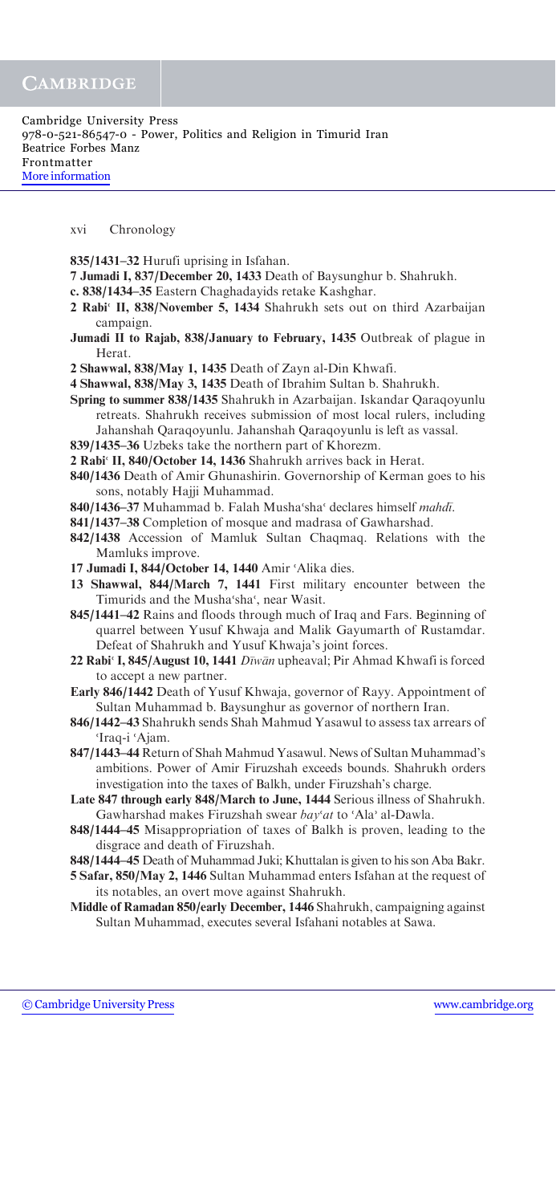**835/1431–32** Hurufi uprising in Isfahan.

**7 Jumadi I, 837/December 20, 1433** Death of Baysunghur b. Shahrukh.

**c. 838/1434–35** Eastern Chaghadayids retake Kashghar.

**2 Rabiʿ II, 838/November 5, 1434** Shahrukh sets out on third Azarbaijan campaign.

**Jumadi II to Rajab, 838/January to February, 1435** Outbreak of plague in Herat.

**2 Shawwal, 838/May 1, 1435** Death of Zayn al-Din Khwafi.

**4 Shawwal, 838/May 3, 1435** Death of Ibrahim Sultan b. Shahrukh.

**Spring to summer 838/1435** Shahrukh in Azarbaijan. Iskandar Qaraqoyunlu retreats. Shahrukh receives submission of most local rulers, including Jahanshah Qaraqoyunlu. Jahanshah Qaraqoyunlu is left as vassal.

**839/1435–36** Uzbeks take the northern part of Khorezm.

**2 Rabiʿ II, 840/October 14, 1436** Shahrukh arrives back in Herat.

**840/1436** Death of Amir Ghunashirin. Governorship of Kerman goes to his sons, notably Hajji Muhammad.

**840/1436–37** Muhammad b. Falah Mushaʿshaʿ declares himself *mahdī*.

**841/1437–38** Completion of mosque and madrasa of Gawharshad.

**842/1438** Accession of Mamluk Sultan Chaqmaq. Relations with the Mamluks improve.

**17 Jumadi I, 844/October 14, 1440** Amir ʿAlika dies.

**13 Shawwal, 844/March 7, 1441** First military encounter between the Timurids and the Mushaʿshaʿ, near Wasit.

**845/1441–42** Rains and floods through much of Iraq and Fars. Beginning of quarrel between Yusuf Khwaja and Malik Gayumarth of Rustamdar. Defeat of Shahrukh and Yusuf Khwaja's joint forces.

**22 Rabiʿ I, 845/August 10, 1441** *Dīwān* upheaval; Pir Ahmad Khwafi is forced to accept a new partner.

**Early 846/1442** Death of Yusuf Khwaja, governor of Rayy. Appointment of Sultan Muhammad b. Baysunghur as governor of northern Iran.

**846/1442–43** Shahrukh sends Shah Mahmud Yasawul to assess tax arrears of ʿIraq-i ʿAjam.

**847/1443–44** Return of Shah Mahmud Yasawul. News of Sultan Muhammad's ambitions. Power of Amir Firuzshah exceeds bounds. Shahrukh orders investigation into the taxes of Balkh, under Firuzshah's charge.

**Late 847 through early 848/March to June, 1444** Serious illness of Shahrukh. Gawharshad makes Firuzshah swear *bayʿat* to ʿAlaʾ al-Dawla.

**848/1444–45** Misappropriation of taxes of Balkh is proven, leading to the disgrace and death of Firuzshah.

**848/1444–45** Death of Muhammad Juki; Khuttalan is given to his son Aba Bakr.

**5 Safar, 850/May 2, 1446** Sultan Muhammad enters Isfahan at the request of its notables, an overt move against Shahrukh.

**Middle of Ramadan 850/early December, 1446** Shahrukh, campaigning against Sultan Muhammad, executes several Isfahani notables at Sawa.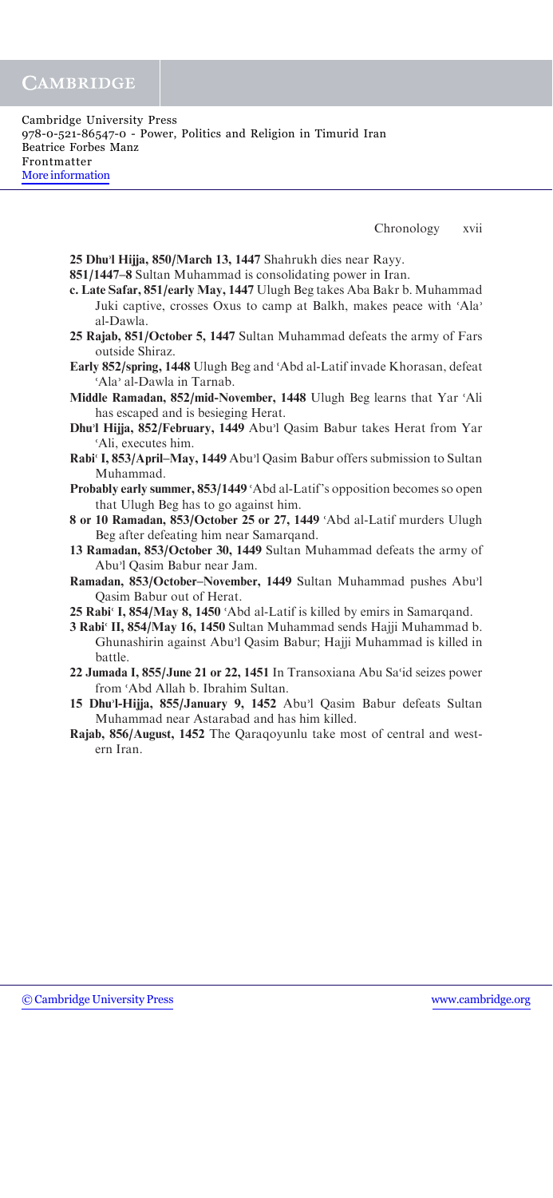**25 Dhu'l Hijja, 850/March 13, 1447** Shahrukh dies near Rayy.

**851/1447–8** Sultan Muhammad is consolidating power in Iran.

**c. Late Safar, 851/early May, 1447** Ulugh Beg takes Aba Bakr b. Muhammad Juki captive, crosses Oxus to camp at Balkh, makes peace with ʿAla' al-Dawla.

**25 Rajab, 851/October 5, 1447** Sultan Muhammad defeats the army of Fars outside Shiraz.

**Early 852/spring, 1448** Ulugh Beg and ʿAbd al-Latif invade Khorasan, defeat ʿAla' al-Dawla in Tarnab.

**Middle Ramadan, 852/mid-November, 1448** Ulugh Beg learns that Yar ʿAli has escaped and is besieging Herat.

**Dhu'l Hijja, 852/February, 1449** Abu'l Qasim Babur takes Herat from Yar ʿAli, executes him.

**Rabiʿ I, 853/April–May, 1449** Abu'l Qasim Babur offers submission to Sultan Muhammad.

**Probably early summer, 853/1449** ʿAbd al-Latif's opposition becomes so open that Ulugh Beg has to go against him.

**8 or 10 Ramadan, 853/October 25 or 27, 1449** ʿAbd al-Latif murders Ulugh Beg after defeating him near Samarqand.

**13 Ramadan, 853/October 30, 1449** Sultan Muhammad defeats the army of Abu'l Qasim Babur near Jam.

**Ramadan, 853/October–November, 1449** Sultan Muhammad pushes Abu'l Qasim Babur out of Herat.

**25 Rabiʿ I, 854/May 8, 1450** ʿAbd al-Latif is killed by emirs in Samarqand.

**3 Rabiʿ II, 854/May 16, 1450** Sultan Muhammad sends Hajji Muhammad b. Ghunashirin against Abu'l Qasim Babur; Hajji Muhammad is killed in battle.

**22 Jumada I, 855/June 21 or 22, 1451** In Transoxiana Abu Saʿid seizes power from ʿAbd Allah b. Ibrahim Sultan.

**15 Dhu'l-Hijja, 855/January 9, 1452** Abu'l Qasim Babur defeats Sultan Muhammad near Astarabad and has him killed.

**Rajab, 856/August, 1452** The Qaraqoyunlu take most of central and western Iran.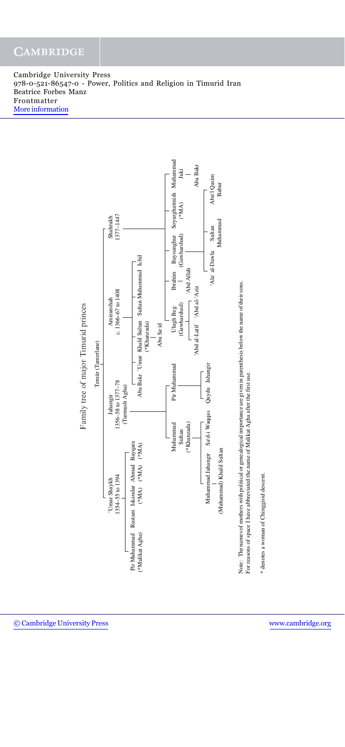# Family tree of major Timurid princes

Temür (Tamerlane)

'Umar Shaykh
1354–55 to 1394

Pir Muhammad (*Malikat Agha)
Rustam (*MA)
Iskandar (*MA)
Ahmad (*MA)
Bayqara

Jahangir
1356–58 to 1377–78
(Turmush Agha)

Muhammad Sultan (*Khanzada)
Muhammad Jahangir
(Muhammad) Khalil Sultan
Sa'd-i Waqqas

Pir Muhammad
Qaydu
Jahangir

Amiranshah
c. 1366–67 to 1408

Aba Bakr
'Umar
Khalil Sultan (*Khanzada)
Sultan Muhammad
Abu Sa'id
Ichil

Shahrukh
1377–1447

Ulugh Beg (Gawharshad)
'Abd al-Latif
'Abd al-'Aziz

Ibrahim
'Abd Allah

Baysunghur (Gawharshad)
'Ala' al-Dawla
Sultan Muhammad
Abu'l Qasim Babur

Soyurghatmish (*MA)

Muhammad Juki
Aba Bakr

Note: The names of mothers with political or genealogical importance are given in parenthesis below the name of their sons. For reasons of space I have abbreviated the name of Malikat Agha after the first use.

\* denotes a woman of Chinggisid descent.